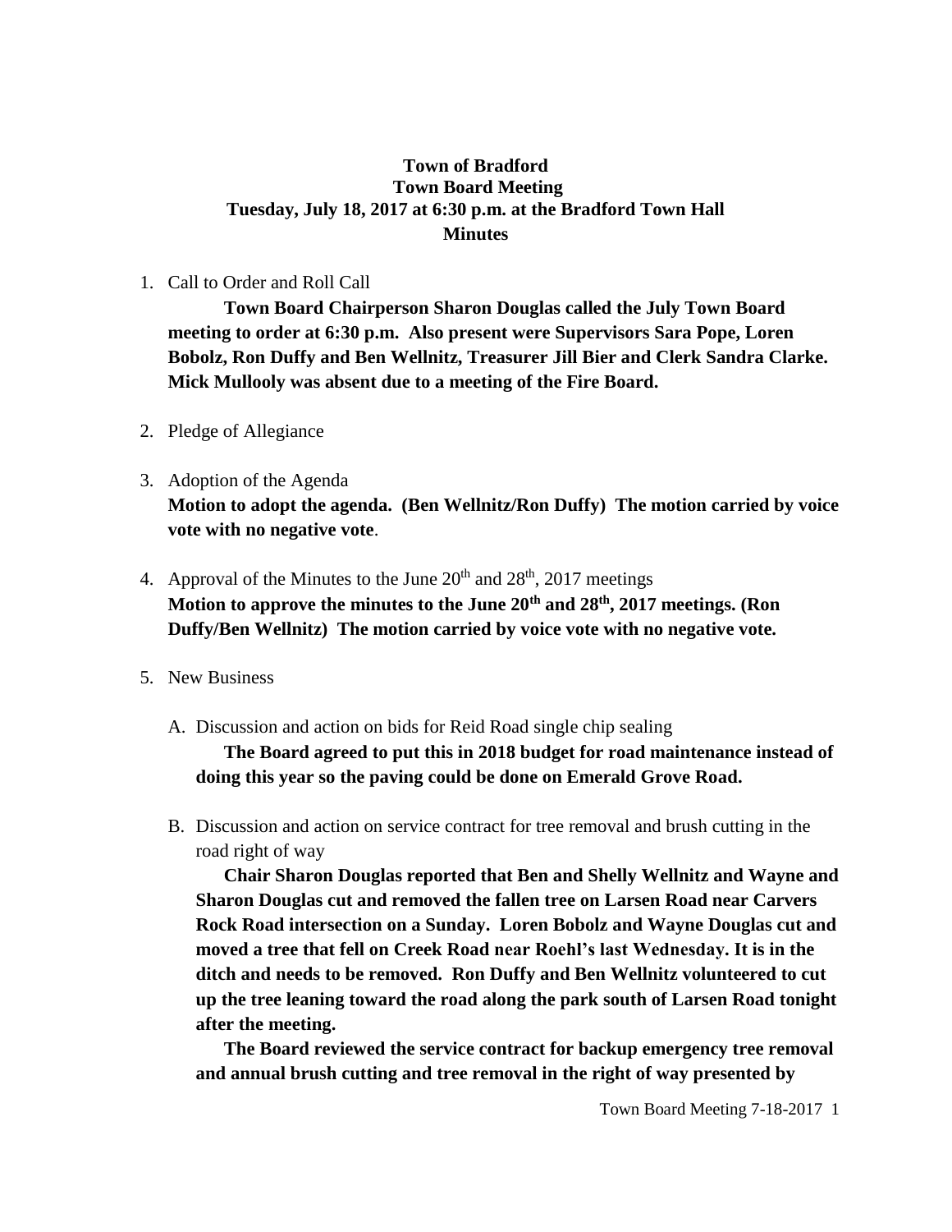# Town of Bradford
## Town Board Meeting
## Tuesday, July 18, 2017 at 6:30 p.m. at the Bradford Town Hall
## Minutes

1. Call to Order and Roll Call

   **Town Board Chairperson Sharon Douglas called the July Town Board meeting to order at 6:30 p.m. Also present were Supervisors Sara Pope, Loren Bobolz, Ron Duffy and Ben Wellnitz, Treasurer Jill Bier and Clerk Sandra Clarke. Mick Mullooly was absent due to a meeting of the Fire Board.**

2. Pledge of Allegiance

3. Adoption of the Agenda

   **Motion to adopt the agenda. (Ben Wellnitz/Ron Duffy) The motion carried by voice vote with no negative vote**.

4. Approval of the Minutes to the June 20th and 28th, 2017 meetings

   **Motion to approve the minutes to the June 20th and 28th, 2017 meetings. (Ron Duffy/Ben Wellnitz) The motion carried by voice vote with no negative vote.**

5. New Business

   A. Discussion and action on bids for Reid Road single chip sealing

      **The Board agreed to put this in 2018 budget for road maintenance instead of doing this year so the paving could be done on Emerald Grove Road.**

   B. Discussion and action on service contract for tree removal and brush cutting in the road right of way

      **Chair Sharon Douglas reported that Ben and Shelly Wellnitz and Wayne and Sharon Douglas cut and removed the fallen tree on Larsen Road near Carvers Rock Road intersection on a Sunday. Loren Bobolz and Wayne Douglas cut and moved a tree that fell on Creek Road near Roehl's last Wednesday. It is in the ditch and needs to be removed. Ron Duffy and Ben Wellnitz volunteered to cut up the tree leaning toward the road along the park south of Larsen Road tonight after the meeting.**

      **The Board reviewed the service contract for backup emergency tree removal and annual brush cutting and tree removal in the right of way presented by**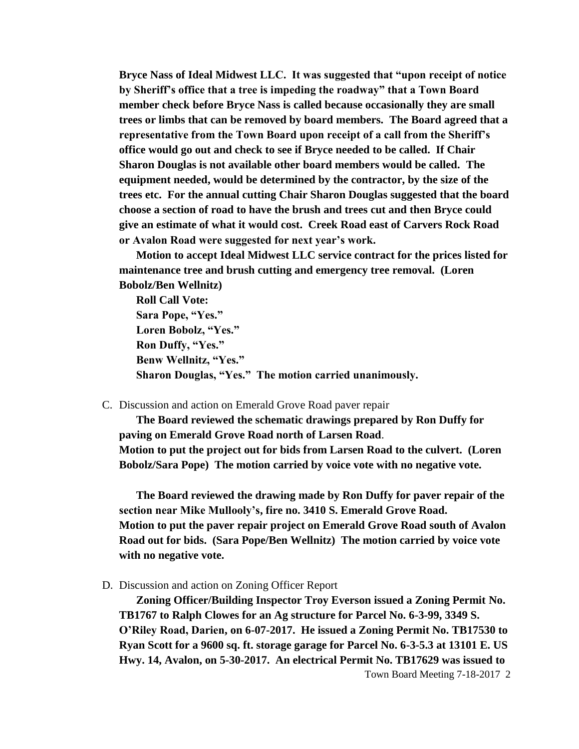**Bryce Nass of Ideal Midwest LLC. It was suggested that "upon receipt of notice by Sheriff's office that a tree is impeding the roadway" that a Town Board member check before Bryce Nass is called because occasionally they are small trees or limbs that can be removed by board members. The Board agreed that a representative from the Town Board upon receipt of a call from the Sheriff's office would go out and check to see if Bryce needed to be called. If Chair Sharon Douglas is not available other board members would be called. The equipment needed, would be determined by the contractor, by the size of the trees etc. For the annual cutting Chair Sharon Douglas suggested that the board choose a section of road to have the brush and trees cut and then Bryce could give an estimate of what it would cost. Creek Road east of Carvers Rock Road or Avalon Road were suggested for next year's work.**

**Motion to accept Ideal Midwest LLC service contract for the prices listed for maintenance tree and brush cutting and emergency tree removal. (Loren Bobolz/Ben Wellnitz)**

**Roll Call Vote:**
**Sara Pope, "Yes."**
**Loren Bobolz, "Yes."**
**Ron Duffy, "Yes."**
**Benw Wellnitz, "Yes."**
**Sharon Douglas, "Yes." The motion carried unanimously.**

C. Discussion and action on Emerald Grove Road paver repair

**The Board reviewed the schematic drawings prepared by Ron Duffy for paving on Emerald Grove Road north of Larsen Road.**
**Motion to put the project out for bids from Larsen Road to the culvert. (Loren Bobolz/Sara Pope) The motion carried by voice vote with no negative vote.**

**The Board reviewed the drawing made by Ron Duffy for paver repair of the section near Mike Mullooly's, fire no. 3410 S. Emerald Grove Road.**
**Motion to put the paver repair project on Emerald Grove Road south of Avalon Road out for bids. (Sara Pope/Ben Wellnitz) The motion carried by voice vote with no negative vote.**

D. Discussion and action on Zoning Officer Report

**Zoning Officer/Building Inspector Troy Everson issued a Zoning Permit No. TB1767 to Ralph Clowes for an Ag structure for Parcel No. 6-3-99, 3349 S. O'Riley Road, Darien, on 6-07-2017. He issued a Zoning Permit No. TB17530 to Ryan Scott for a 9600 sq. ft. storage garage for Parcel No. 6-3-5.3 at 13101 E. US Hwy. 14, Avalon, on 5-30-2017. An electrical Permit No. TB17629 was issued to**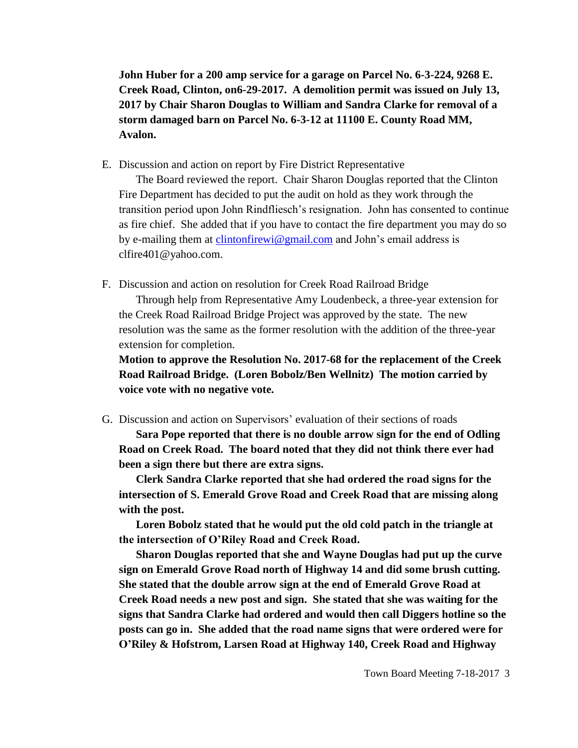**John Huber for a 200 amp service for a garage on Parcel No. 6-3-224, 9268 E. Creek Road, Clinton, on6-29-2017. A demolition permit was issued on July 13, 2017 by Chair Sharon Douglas to William and Sandra Clarke for removal of a storm damaged barn on Parcel No. 6-3-12 at 11100 E. County Road MM, Avalon.**

E. Discussion and action on report by Fire District Representative

The Board reviewed the report. Chair Sharon Douglas reported that the Clinton Fire Department has decided to put the audit on hold as they work through the transition period upon John Rindfliesch's resignation. John has consented to continue as fire chief. She added that if you have to contact the fire department you may do so by e-mailing them at clintonfirewi@gmail.com and John's email address is clfire401@yahoo.com.

F. Discussion and action on resolution for Creek Road Railroad Bridge

Through help from Representative Amy Loudenbeck, a three-year extension for the Creek Road Railroad Bridge Project was approved by the state. The new resolution was the same as the former resolution with the addition of the three-year extension for completion.

**Motion to approve the Resolution No. 2017-68 for the replacement of the Creek Road Railroad Bridge. (Loren Bobolz/Ben Wellnitz) The motion carried by voice vote with no negative vote.**

G. Discussion and action on Supervisors' evaluation of their sections of roads

**Sara Pope reported that there is no double arrow sign for the end of Odling Road on Creek Road. The board noted that they did not think there ever had been a sign there but there are extra signs.**

**Clerk Sandra Clarke reported that she had ordered the road signs for the intersection of S. Emerald Grove Road and Creek Road that are missing along with the post.**

**Loren Bobolz stated that he would put the old cold patch in the triangle at the intersection of O'Riley Road and Creek Road.**

**Sharon Douglas reported that she and Wayne Douglas had put up the curve sign on Emerald Grove Road north of Highway 14 and did some brush cutting. She stated that the double arrow sign at the end of Emerald Grove Road at Creek Road needs a new post and sign. She stated that she was waiting for the signs that Sandra Clarke had ordered and would then call Diggers hotline so the posts can go in. She added that the road name signs that were ordered were for O'Riley & Hofstrom, Larsen Road at Highway 140, Creek Road and Highway**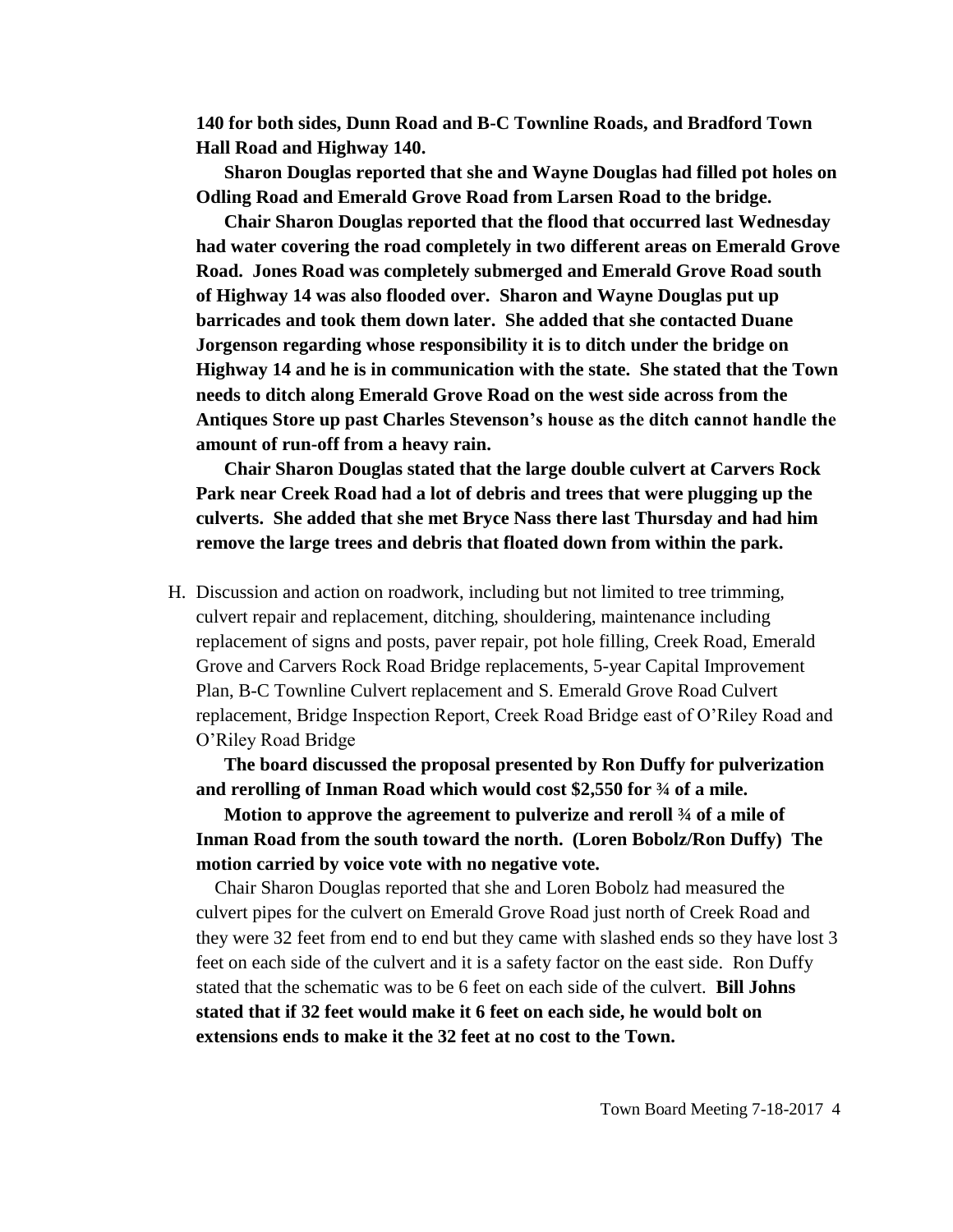**140 for both sides, Dunn Road and B-C Townline Roads, and Bradford Town Hall Road and Highway 140.**

**Sharon Douglas reported that she and Wayne Douglas had filled pot holes on Odling Road and Emerald Grove Road from Larsen Road to the bridge.**

**Chair Sharon Douglas reported that the flood that occurred last Wednesday had water covering the road completely in two different areas on Emerald Grove Road. Jones Road was completely submerged and Emerald Grove Road south of Highway 14 was also flooded over. Sharon and Wayne Douglas put up barricades and took them down later. She added that she contacted Duane Jorgenson regarding whose responsibility it is to ditch under the bridge on Highway 14 and he is in communication with the state. She stated that the Town needs to ditch along Emerald Grove Road on the west side across from the Antiques Store up past Charles Stevenson's house as the ditch cannot handle the amount of run-off from a heavy rain.**

**Chair Sharon Douglas stated that the large double culvert at Carvers Rock Park near Creek Road had a lot of debris and trees that were plugging up the culverts. She added that she met Bryce Nass there last Thursday and had him remove the large trees and debris that floated down from within the park.**

H. Discussion and action on roadwork, including but not limited to tree trimming, culvert repair and replacement, ditching, shouldering, maintenance including replacement of signs and posts, paver repair, pot hole filling, Creek Road, Emerald Grove and Carvers Rock Road Bridge replacements, 5-year Capital Improvement Plan, B-C Townline Culvert replacement and S. Emerald Grove Road Culvert replacement, Bridge Inspection Report, Creek Road Bridge east of O'Riley Road and O'Riley Road Bridge

**The board discussed the proposal presented by Ron Duffy for pulverization and rerolling of Inman Road which would cost $2,550 for ¾ of a mile.**

**Motion to approve the agreement to pulverize and reroll ¾ of a mile of Inman Road from the south toward the north. (Loren Bobolz/Ron Duffy) The motion carried by voice vote with no negative vote.**

Chair Sharon Douglas reported that she and Loren Bobolz had measured the culvert pipes for the culvert on Emerald Grove Road just north of Creek Road and they were 32 feet from end to end but they came with slashed ends so they have lost 3 feet on each side of the culvert and it is a safety factor on the east side. Ron Duffy stated that the schematic was to be 6 feet on each side of the culvert. **Bill Johns stated that if 32 feet would make it 6 feet on each side, he would bolt on extensions ends to make it the 32 feet at no cost to the Town.**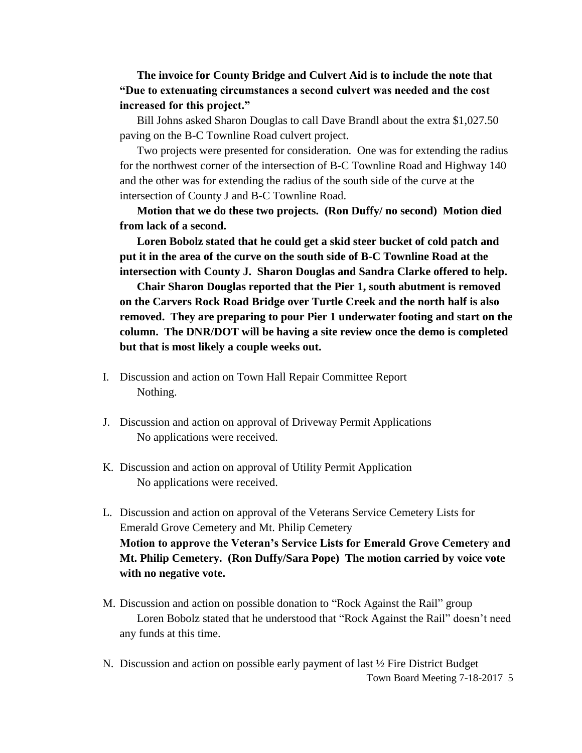**The invoice for County Bridge and Culvert Aid is to include the note that "Due to extenuating circumstances a second culvert was needed and the cost increased for this project."**

Bill Johns asked Sharon Douglas to call Dave Brandl about the extra $1,027.50 paving on the B-C Townline Road culvert project.

Two projects were presented for consideration. One was for extending the radius for the northwest corner of the intersection of B-C Townline Road and Highway 140 and the other was for extending the radius of the south side of the curve at the intersection of County J and B-C Townline Road.

**Motion that we do these two projects. (Ron Duffy/ no second) Motion died from lack of a second.**

**Loren Bobolz stated that he could get a skid steer bucket of cold patch and put it in the area of the curve on the south side of B-C Townline Road at the intersection with County J. Sharon Douglas and Sandra Clarke offered to help.**

**Chair Sharon Douglas reported that the Pier 1, south abutment is removed on the Carvers Rock Road Bridge over Turtle Creek and the north half is also removed. They are preparing to pour Pier 1 underwater footing and start on the column. The DNR/DOT will be having a site review once the demo is completed but that is most likely a couple weeks out.**

I. Discussion and action on Town Hall Repair Committee Report
   Nothing.

J. Discussion and action on approval of Driveway Permit Applications
   No applications were received.

K. Discussion and action on approval of Utility Permit Application
   No applications were received.

L. Discussion and action on approval of the Veterans Service Cemetery Lists for Emerald Grove Cemetery and Mt. Philip Cemetery
   **Motion to approve the Veteran's Service Lists for Emerald Grove Cemetery and Mt. Philip Cemetery. (Ron Duffy/Sara Pope) The motion carried by voice vote with no negative vote.**

M. Discussion and action on possible donation to "Rock Against the Rail" group
   Loren Bobolz stated that he understood that "Rock Against the Rail" doesn't need any funds at this time.

N. Discussion and action on possible early payment of last ½ Fire District Budget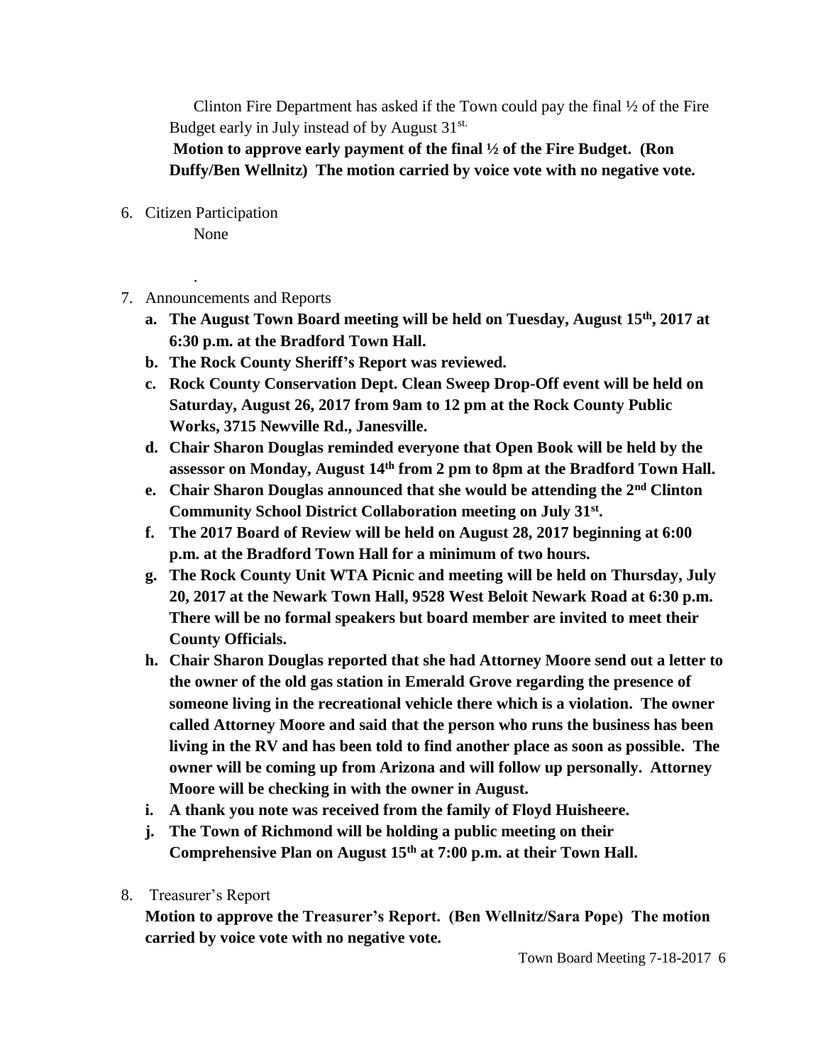Clinton Fire Department has asked if the Town could pay the final ½ of the Fire Budget early in July instead of by August 31st.

**Motion to approve early payment of the final ½ of the Fire Budget. (Ron Duffy/Ben Wellnitz) The motion carried by voice vote with no negative vote.**

6. Citizen Participation

   None

   .

7. Announcements and Reports
   a. **The August Town Board meeting will be held on Tuesday, August 15th, 2017 at 6:30 p.m. at the Bradford Town Hall.**
   b. **The Rock County Sheriff's Report was reviewed.**
   c. **Rock County Conservation Dept. Clean Sweep Drop-Off event will be held on Saturday, August 26, 2017 from 9am to 12 pm at the Rock County Public Works, 3715 Newville Rd., Janesville.**
   d. **Chair Sharon Douglas reminded everyone that Open Book will be held by the assessor on Monday, August 14th from 2 pm to 8pm at the Bradford Town Hall.**
   e. **Chair Sharon Douglas announced that she would be attending the 2nd Clinton Community School District Collaboration meeting on July 31st.**
   f. **The 2017 Board of Review will be held on August 28, 2017 beginning at 6:00 p.m. at the Bradford Town Hall for a minimum of two hours.**
   g. **The Rock County Unit WTA Picnic and meeting will be held on Thursday, July 20, 2017 at the Newark Town Hall, 9528 West Beloit Newark Road at 6:30 p.m. There will be no formal speakers but board member are invited to meet their County Officials.**
   h. **Chair Sharon Douglas reported that she had Attorney Moore send out a letter to the owner of the old gas station in Emerald Grove regarding the presence of someone living in the recreational vehicle there which is a violation. The owner called Attorney Moore and said that the person who runs the business has been living in the RV and has been told to find another place as soon as possible. The owner will be coming up from Arizona and will follow up personally. Attorney Moore will be checking in with the owner in August.**
   i. **A thank you note was received from the family of Floyd Huisheere.**
   j. **The Town of Richmond will be holding a public meeting on their Comprehensive Plan on August 15th at 7:00 p.m. at their Town Hall.**

8. Treasurer's Report

   **Motion to approve the Treasurer's Report. (Ben Wellnitz/Sara Pope) The motion carried by voice vote with no negative vote.**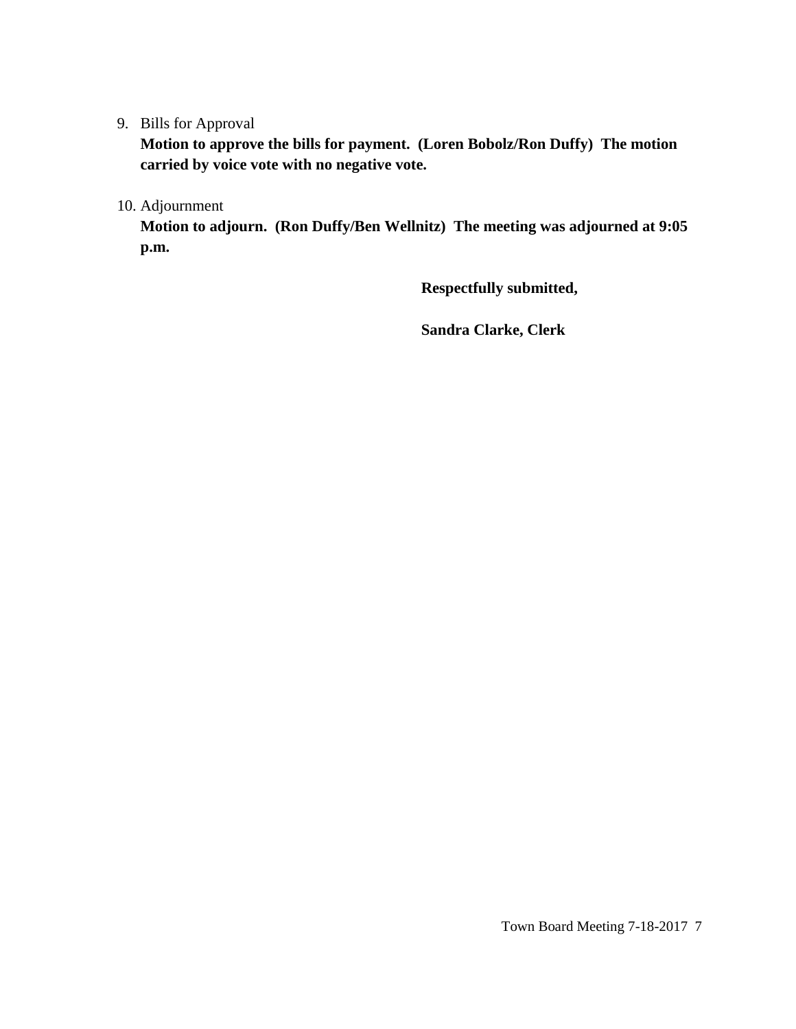9. Bills for Approval
   **Motion to approve the bills for payment. (Loren Bobolz/Ron Duffy) The motion carried by voice vote with no negative vote.**

10. Adjournment
    **Motion to adjourn. (Ron Duffy/Ben Wellnitz) The meeting was adjourned at 9:05 p.m.**

**Respectfully submitted,**

**Sandra Clarke, Clerk**